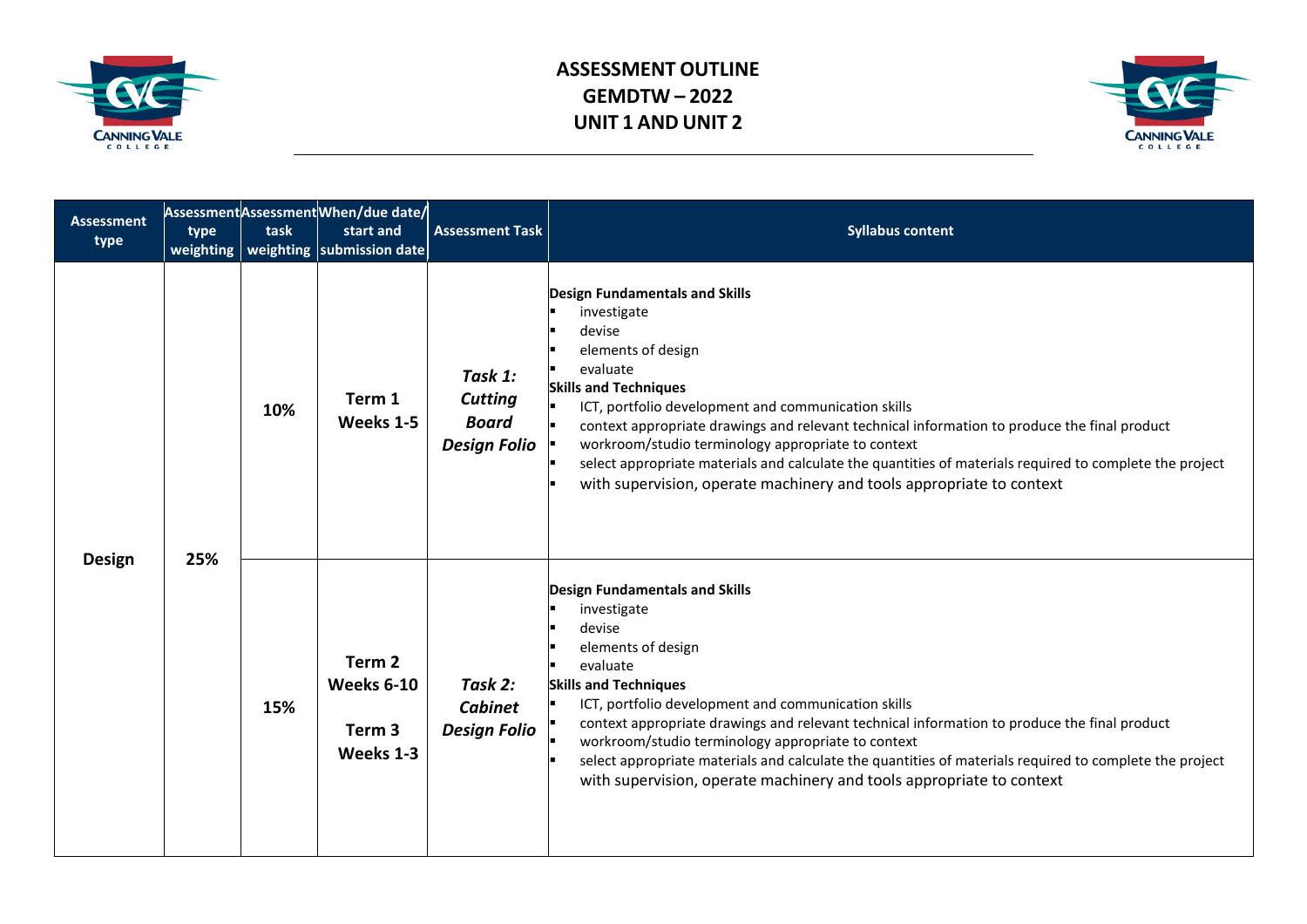# ASSESSMENT OUTLINE
# GEMDTW – 2022
# UNIT 1 AND UNIT 2

| Assessment type | Assessment type weighting | Assessment task weighting | When/due date/ start and submission date | Assessment Task | Syllabus content |
|---|---|---|---|---|---|
| **Design** | **25%** | **10%** | **Term 1 Weeks 1-5** | ***Task 1: Cutting Board Design Folio*** | **Design Fundamentals and Skills**<br>▪ investigate<br>▪ devise<br>▪ elements of design<br>▪ evaluate<br>**Skills and Techniques**<br>▪ ICT, portfolio development and communication skills<br>▪ context appropriate drawings and relevant technical information to produce the final product<br>▪ workroom/studio terminology appropriate to context<br>▪ select appropriate materials and calculate the quantities of materials required to complete the project<br>▪ with supervision, operate machinery and tools appropriate to context |
| | | **15%** | **Term 2 Weeks 6-10**<br>**Term 3 Weeks 1-3** | ***Task 2: Cabinet Design Folio*** | **Design Fundamentals and Skills**<br>▪ investigate<br>▪ devise<br>▪ elements of design<br>▪ evaluate<br>**Skills and Techniques**<br>▪ ICT, portfolio development and communication skills<br>▪ context appropriate drawings and relevant technical information to produce the final product<br>▪ workroom/studio terminology appropriate to context<br>▪ select appropriate materials and calculate the quantities of materials required to complete the project with supervision, operate machinery and tools appropriate to context |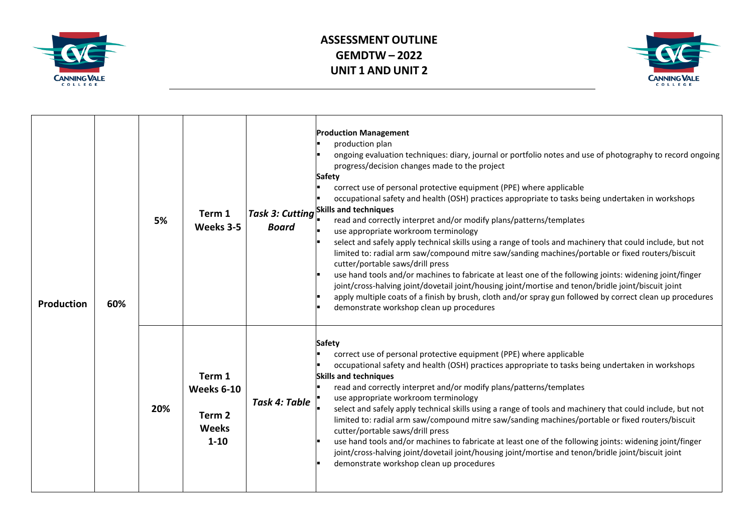# ASSESSMENT OUTLINE
# GEMDTW – 2022
# UNIT 1 AND UNIT 2

| | | | | | |
|---|---|---|---|---|---|
| **Production** | **60%** | **5%** | **Term 1 Weeks 3-5** | ***Task 3: Cutting Board*** | **Production Management**<br>▪ production plan<br>▪ ongoing evaluation techniques: diary, journal or portfolio notes and use of photography to record ongoing progress/decision changes made to the project<br>**Safety**<br>▪ correct use of personal protective equipment (PPE) where applicable<br>▪ occupational safety and health (OSH) practices appropriate to tasks being undertaken in workshops<br>**Skills and techniques**<br>▪ read and correctly interpret and/or modify plans/patterns/templates<br>▪ use appropriate workroom terminology<br>▪ select and safely apply technical skills using a range of tools and machinery that could include, but not limited to: radial arm saw/compound mitre saw/sanding machines/portable or fixed routers/biscuit cutter/portable saws/drill press<br>▪ use hand tools and/or machines to fabricate at least one of the following joints: widening joint/finger joint/cross-halving joint/dovetail joint/housing joint/mortise and tenon/bridle joint/biscuit joint<br>▪ apply multiple coats of a finish by brush, cloth and/or spray gun followed by correct clean up procedures<br>▪ demonstrate workshop clean up procedures |
| | | **20%** | **Term 1 Weeks 6-10**<br><br>**Term 2 Weeks 1-10** | ***Task 4: Table*** | **Safety**<br>▪ correct use of personal protective equipment (PPE) where applicable<br>▪ occupational safety and health (OSH) practices appropriate to tasks being undertaken in workshops<br>**Skills and techniques**<br>▪ read and correctly interpret and/or modify plans/patterns/templates<br>▪ use appropriate workroom terminology<br>▪ select and safely apply technical skills using a range of tools and machinery that could include, but not limited to: radial arm saw/compound mitre saw/sanding machines/portable or fixed routers/biscuit cutter/portable saws/drill press<br>▪ use hand tools and/or machines to fabricate at least one of the following joints: widening joint/finger joint/cross-halving joint/dovetail joint/housing joint/mortise and tenon/bridle joint/biscuit joint<br>▪ demonstrate workshop clean up procedures |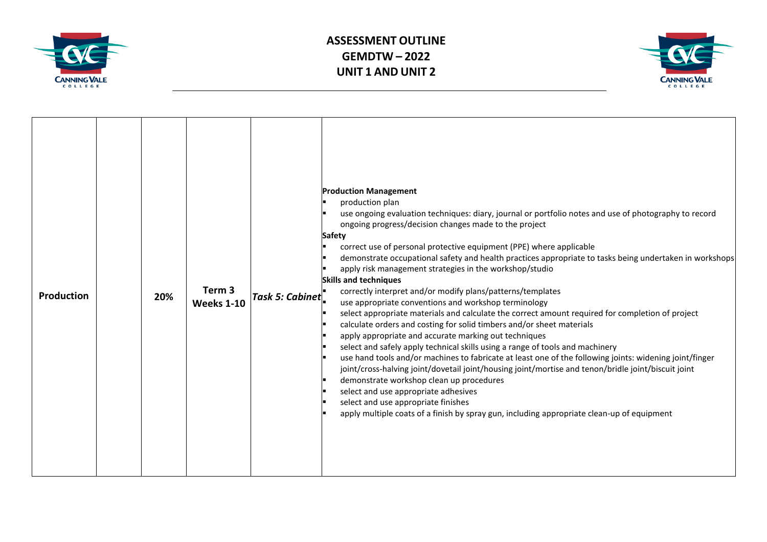| | | | | | |
|---|---|---|---|---|---|
| **Production** | | **20%** | **Term 3 Weeks 1-10** | ***Task 5: Cabinet*** | **Production Management**<br>▪ production plan<br>▪ use ongoing evaluation techniques: diary, journal or portfolio notes and use of photography to record ongoing progress/decision changes made to the project<br>**Safety**<br>▪ correct use of personal protective equipment (PPE) where applicable<br>▪ demonstrate occupational safety and health practices appropriate to tasks being undertaken in workshops<br>▪ apply risk management strategies in the workshop/studio<br>**Skills and techniques**<br>▪ correctly interpret and/or modify plans/patterns/templates<br>▪ use appropriate conventions and workshop terminology<br>▪ select appropriate materials and calculate the correct amount required for completion of project<br>▪ calculate orders and costing for solid timbers and/or sheet materials<br>▪ apply appropriate and accurate marking out techniques<br>▪ select and safely apply technical skills using a range of tools and machinery<br>▪ use hand tools and/or machines to fabricate at least one of the following joints: widening joint/finger joint/cross-halving joint/dovetail joint/housing joint/mortise and tenon/bridle joint/biscuit joint<br>▪ demonstrate workshop clean up procedures<br>▪ select and use appropriate adhesives<br>▪ select and use appropriate finishes<br>▪ apply multiple coats of a finish by spray gun, including appropriate clean-up of equipment |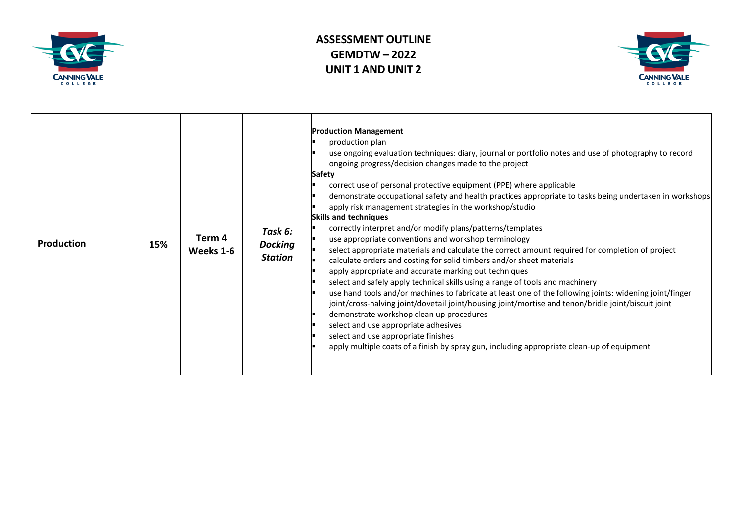# ASSESSMENT OUTLINE
# GEMDTW – 2022
# UNIT 1 AND UNIT 2

| | | | | | |
|---|---|---|---|---|---|
| **Production** | | **15%** | **Term 4 Weeks 1-6** | ***Task 6: Docking Station*** | **Production Management**<br>▪ production plan<br>▪ use ongoing evaluation techniques: diary, journal or portfolio notes and use of photography to record ongoing progress/decision changes made to the project<br>**Safety**<br>▪ correct use of personal protective equipment (PPE) where applicable<br>▪ demonstrate occupational safety and health practices appropriate to tasks being undertaken in workshops<br>▪ apply risk management strategies in the workshop/studio<br>**Skills and techniques**<br>▪ correctly interpret and/or modify plans/patterns/templates<br>▪ use appropriate conventions and workshop terminology<br>▪ select appropriate materials and calculate the correct amount required for completion of project<br>▪ calculate orders and costing for solid timbers and/or sheet materials<br>▪ apply appropriate and accurate marking out techniques<br>▪ select and safely apply technical skills using a range of tools and machinery<br>▪ use hand tools and/or machines to fabricate at least one of the following joints: widening joint/finger joint/cross-halving joint/dovetail joint/housing joint/mortise and tenon/bridle joint/biscuit joint<br>▪ demonstrate workshop clean up procedures<br>▪ select and use appropriate adhesives<br>▪ select and use appropriate finishes<br>▪ apply multiple coats of a finish by spray gun, including appropriate clean-up of equipment |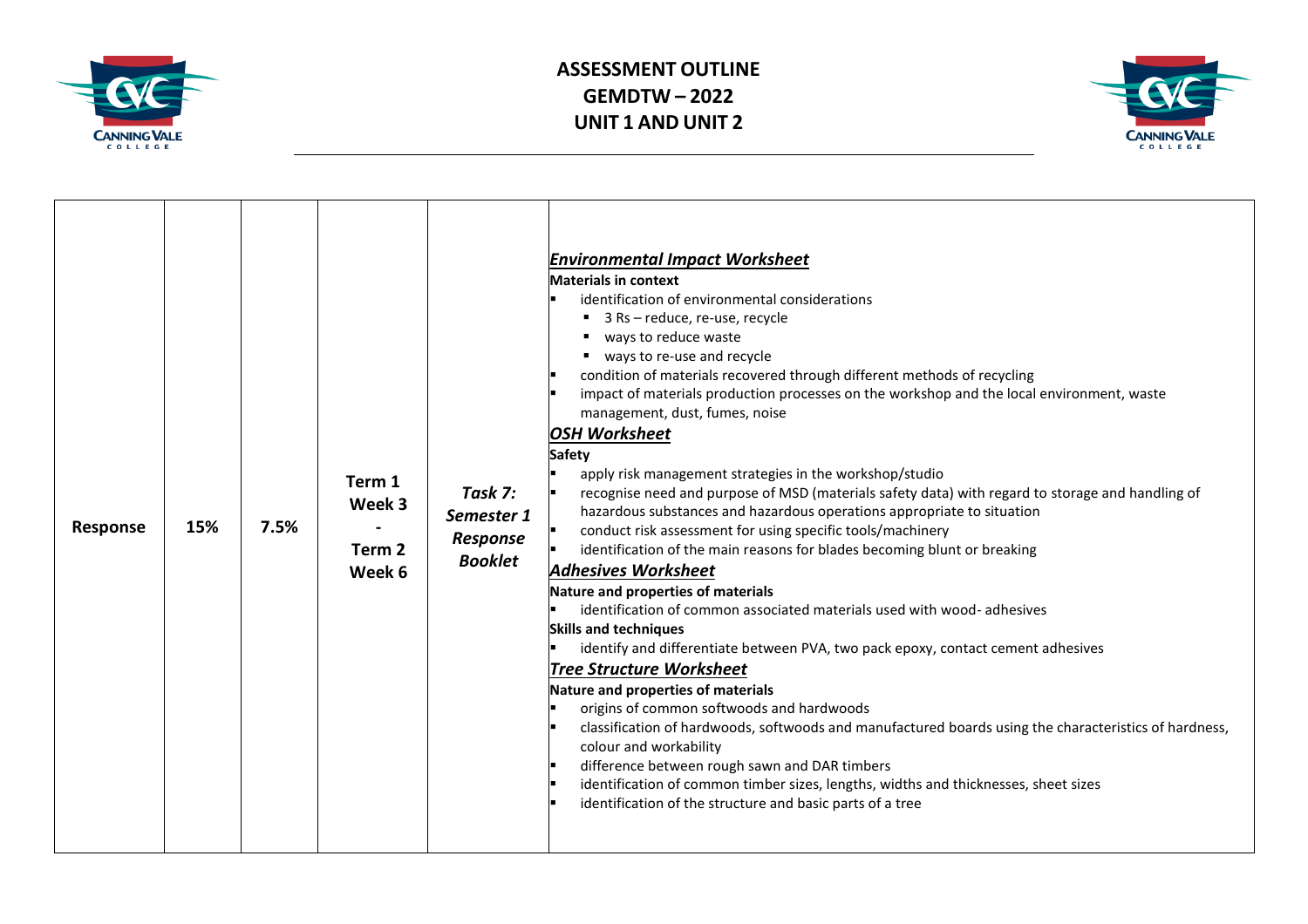# ASSESSMENT OUTLINE
# GEMDTW – 2022
# UNIT 1 AND UNIT 2

| | | | | | |
|---|---|---|---|---|---|
| **Response** | **15%** | **7.5%** | **Term 1 Week 3 - Term 2 Week 6** | ***Task 7: Semester 1 Response Booklet*** | ***Environmental Impact Worksheet***<br>**Materials in context**<br>▪ identification of environmental considerations<br>  ▪ 3 Rs – reduce, re-use, recycle<br>  ▪ ways to reduce waste<br>  ▪ ways to re-use and recycle<br>▪ condition of materials recovered through different methods of recycling<br>▪ impact of materials production processes on the workshop and the local environment, waste management, dust, fumes, noise<br>***OSH Worksheet***<br>**Safety**<br>▪ apply risk management strategies in the workshop/studio<br>▪ recognise need and purpose of MSD (materials safety data) with regard to storage and handling of hazardous substances and hazardous operations appropriate to situation<br>▪ conduct risk assessment for using specific tools/machinery<br>▪ identification of the main reasons for blades becoming blunt or breaking<br>***Adhesives Worksheet***<br>**Nature and properties of materials**<br>▪ identification of common associated materials used with wood- adhesives<br>**Skills and techniques**<br>▪ identify and differentiate between PVA, two pack epoxy, contact cement adhesives<br>***Tree Structure Worksheet***<br>**Nature and properties of materials**<br>▪ origins of common softwoods and hardwoods<br>▪ classification of hardwoods, softwoods and manufactured boards using the characteristics of hardness, colour and workability<br>▪ difference between rough sawn and DAR timbers<br>▪ identification of common timber sizes, lengths, widths and thicknesses, sheet sizes<br>▪ identification of the structure and basic parts of a tree |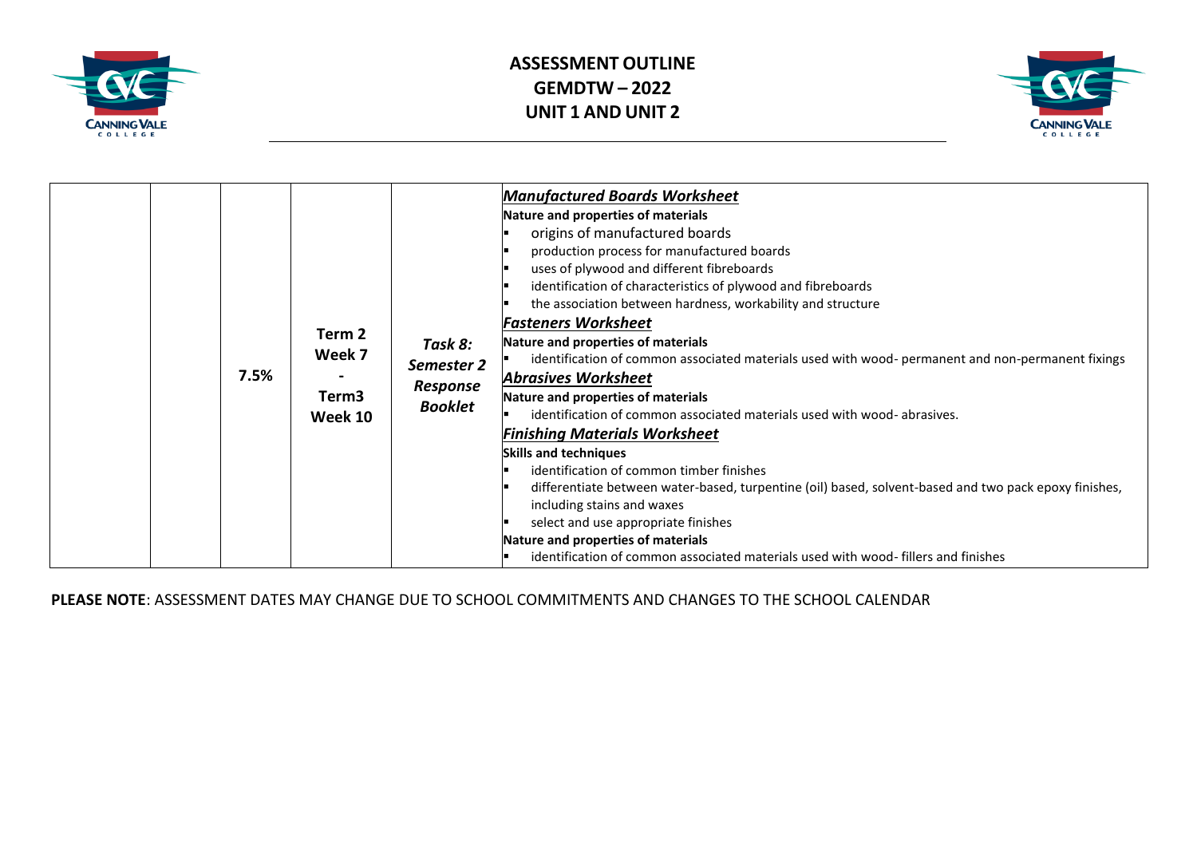# ASSESSMENT OUTLINE
## GEMDTW – 2022
## UNIT 1 AND UNIT 2

| | | | | | |
|---|---|---|---|---|---|
| | | **7.5%** | **Term 2 Week 7 - Term3 Week 10** | ***Task 8: Semester 2 Response Booklet*** | ***Manufactured Boards Worksheet***<br>**Nature and properties of materials**<br>▪ origins of manufactured boards<br>▪ production process for manufactured boards<br>▪ uses of plywood and different fibreboards<br>▪ identification of characteristics of plywood and fibreboards<br>▪ the association between hardness, workability and structure<br>***Fasteners Worksheet***<br>**Nature and properties of materials**<br>▪ identification of common associated materials used with wood- permanent and non-permanent fixings<br>***Abrasives Worksheet***<br>**Nature and properties of materials**<br>▪ identification of common associated materials used with wood- abrasives.<br>***Finishing Materials Worksheet***<br>**Skills and techniques**<br>▪ identification of common timber finishes<br>▪ differentiate between water-based, turpentine (oil) based, solvent-based and two pack epoxy finishes, including stains and waxes<br>▪ select and use appropriate finishes<br>**Nature and properties of materials**<br>▪ identification of common associated materials used with wood- fillers and finishes |

**PLEASE NOTE**: ASSESSMENT DATES MAY CHANGE DUE TO SCHOOL COMMITMENTS AND CHANGES TO THE SCHOOL CALENDAR